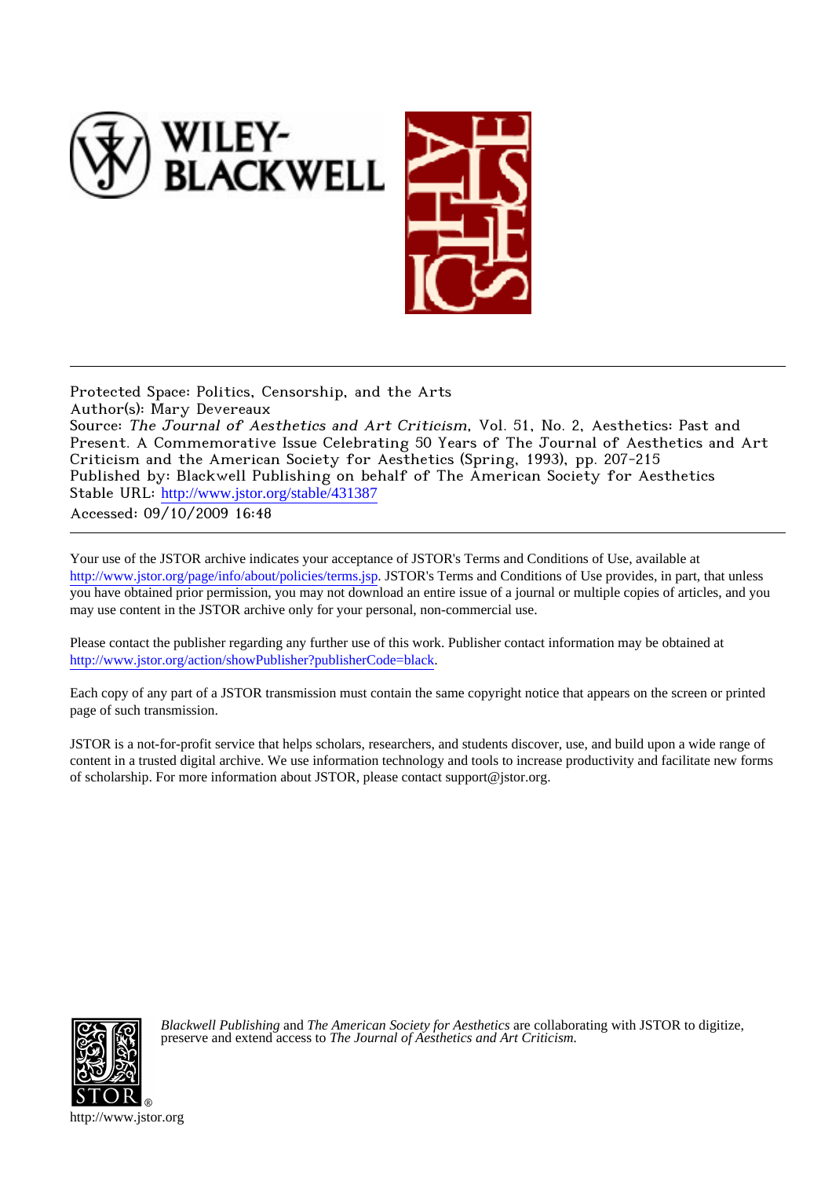Protected Space: Politics, Censorship, and the Arts
Author(s): Mary Devereaux
Source: *The Journal of Aesthetics and Art Criticism*, Vol. 51, No. 2, Aesthetics: Past and Present. A Commemorative Issue Celebrating 50 Years of The Journal of Aesthetics and Art Criticism and the American Society for Aesthetics (Spring, 1993), pp. 207-215
Published by: Blackwell Publishing on behalf of The American Society for Aesthetics
Stable URL: http://www.jstor.org/stable/431387
Accessed: 09/10/2009 16:48

---

Your use of the JSTOR archive indicates your acceptance of JSTOR's Terms and Conditions of Use, available at http://www.jstor.org/page/info/about/policies/terms.jsp. JSTOR's Terms and Conditions of Use provides, in part, that unless you have obtained prior permission, you may not download an entire issue of a journal or multiple copies of articles, and you may use content in the JSTOR archive only for your personal, non-commercial use.

Please contact the publisher regarding any further use of this work. Publisher contact information may be obtained at http://www.jstor.org/action/showPublisher?publisherCode=black.

Each copy of any part of a JSTOR transmission must contain the same copyright notice that appears on the screen or printed page of such transmission.

JSTOR is a not-for-profit service that helps scholars, researchers, and students discover, use, and build upon a wide range of content in a trusted digital archive. We use information technology and tools to increase productivity and facilitate new forms of scholarship. For more information about JSTOR, please contact support@jstor.org.

*Blackwell Publishing* and *The American Society for Aesthetics* are collaborating with JSTOR to digitize, preserve and extend access to *The Journal of Aesthetics and Art Criticism.*

http://www.jstor.org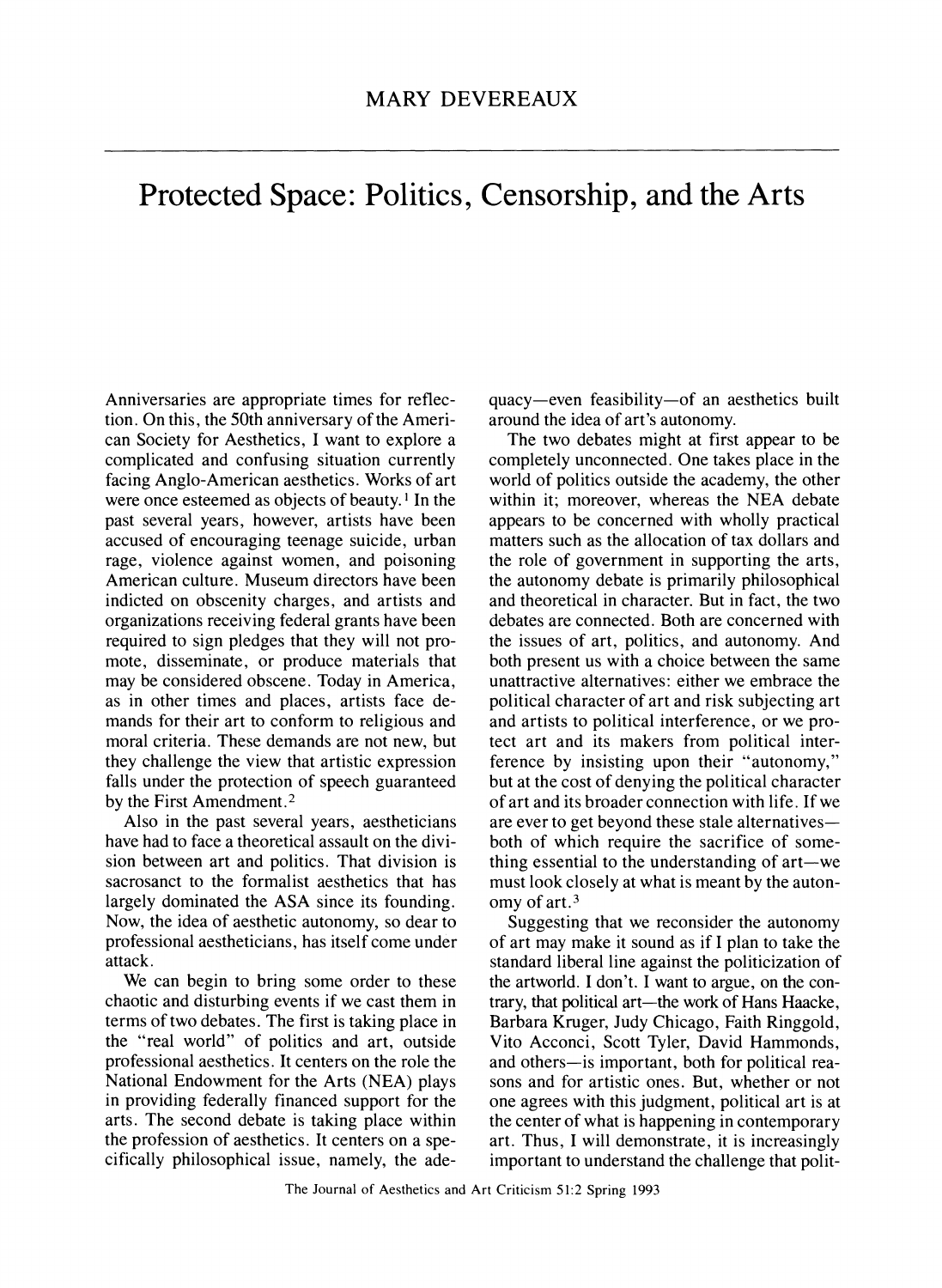MARY DEVEREAUX

# Protected Space: Politics, Censorship, and the Arts

Anniversaries are appropriate times for reflection. On this, the 50th anniversary of the American Society for Aesthetics, I want to explore a complicated and confusing situation currently facing Anglo-American aesthetics. Works of art were once esteemed as objects of beauty.[1] In the past several years, however, artists have been accused of encouraging teenage suicide, urban rage, violence against women, and poisoning American culture. Museum directors have been indicted on obscenity charges, and artists and organizations receiving federal grants have been required to sign pledges that they will not promote, disseminate, or produce materials that may be considered obscene. Today in America, as in other times and places, artists face demands for their art to conform to religious and moral criteria. These demands are not new, but they challenge the view that artistic expression falls under the protection of speech guaranteed by the First Amendment.[2]

Also in the past several years, aestheticians have had to face a theoretical assault on the division between art and politics. That division is sacrosanct to the formalist aesthetics that has largely dominated the ASA since its founding. Now, the idea of aesthetic autonomy, so dear to professional aestheticians, has itself come under attack.

We can begin to bring some order to these chaotic and disturbing events if we cast them in terms of two debates. The first is taking place in the "real world" of politics and art, outside professional aesthetics. It centers on the role the National Endowment for the Arts (NEA) plays in providing federally financed support for the arts. The second debate is taking place within the profession of aesthetics. It centers on a specifically philosophical issue, namely, the adequacy—even feasibility—of an aesthetics built around the idea of art's autonomy.

The two debates might at first appear to be completely unconnected. One takes place in the world of politics outside the academy, the other within it; moreover, whereas the NEA debate appears to be concerned with wholly practical matters such as the allocation of tax dollars and the role of government in supporting the arts, the autonomy debate is primarily philosophical and theoretical in character. But in fact, the two debates are connected. Both are concerned with the issues of art, politics, and autonomy. And both present us with a choice between the same unattractive alternatives: either we embrace the political character of art and risk subjecting art and artists to political interference, or we protect art and its makers from political interference by insisting upon their "autonomy," but at the cost of denying the political character of art and its broader connection with life. If we are ever to get beyond these stale alternatives—both of which require the sacrifice of something essential to the understanding of art—we must look closely at what is meant by the autonomy of art.[3]

Suggesting that we reconsider the autonomy of art may make it sound as if I plan to take the standard liberal line against the politicization of the artworld. I don't. I want to argue, on the contrary, that political art—the work of Hans Haacke, Barbara Kruger, Judy Chicago, Faith Ringgold, Vito Acconci, Scott Tyler, David Hammonds, and others—is important, both for political reasons and for artistic ones. But, whether or not one agrees with this judgment, political art is at the center of what is happening in contemporary art. Thus, I will demonstrate, it is increasingly important to understand the challenge that polit-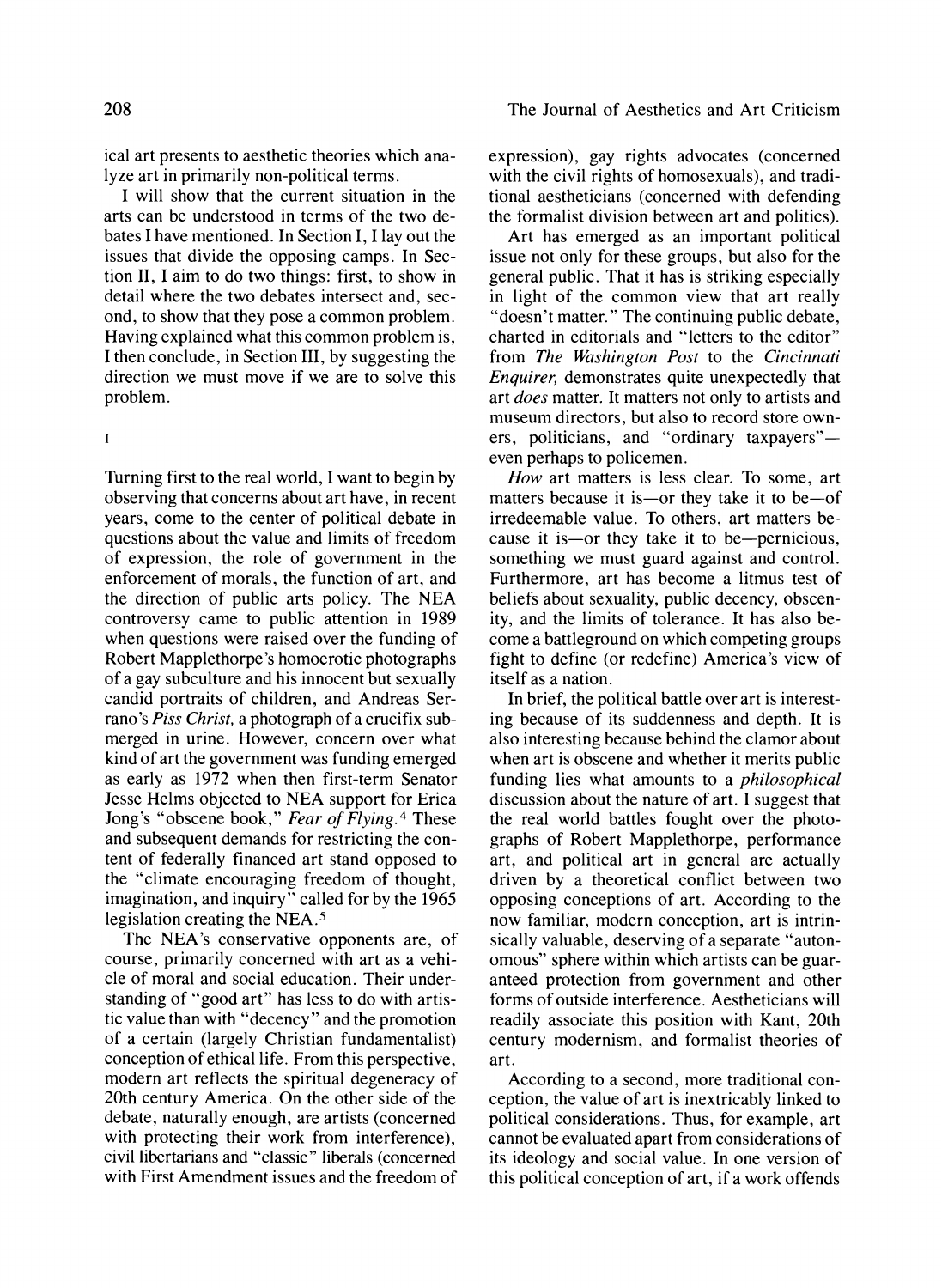ical art presents to aesthetic theories which analyze art in primarily non-political terms.

I will show that the current situation in the arts can be understood in terms of the two debates I have mentioned. In Section I, I lay out the issues that divide the opposing camps. In Section II, I aim to do two things: first, to show in detail where the two debates intersect and, second, to show that they pose a common problem. Having explained what this common problem is, I then conclude, in Section III, by suggesting the direction we must move if we are to solve this problem.

## I

Turning first to the real world, I want to begin by observing that concerns about art have, in recent years, come to the center of political debate in questions about the value and limits of freedom of expression, the role of government in the enforcement of morals, the function of art, and the direction of public arts policy. The NEA controversy came to public attention in 1989 when questions were raised over the funding of Robert Mapplethorpe's homoerotic photographs of a gay subculture and his innocent but sexually candid portraits of children, and Andreas Serrano's *Piss Christ,* a photograph of a crucifix submerged in urine. However, concern over what kind of art the government was funding emerged as early as 1972 when then first-term Senator Jesse Helms objected to NEA support for Erica Jong's "obscene book," *Fear of Flying.*[4] These and subsequent demands for restricting the content of federally financed art stand opposed to the "climate encouraging freedom of thought, imagination, and inquiry" called for by the 1965 legislation creating the NEA.[5]

The NEA's conservative opponents are, of course, primarily concerned with art as a vehicle of moral and social education. Their understanding of "good art" has less to do with artistic value than with "decency" and the promotion of a certain (largely Christian fundamentalist) conception of ethical life. From this perspective, modern art reflects the spiritual degeneracy of 20th century America. On the other side of the debate, naturally enough, are artists (concerned with protecting their work from interference), civil libertarians and "classic" liberals (concerned with First Amendment issues and the freedom of expression), gay rights advocates (concerned with the civil rights of homosexuals), and traditional aestheticians (concerned with defending the formalist division between art and politics).

Art has emerged as an important political issue not only for these groups, but also for the general public. That it has is striking especially in light of the common view that art really "doesn't matter." The continuing public debate, charted in editorials and "letters to the editor" from *The Washington Post* to the *Cincinnati Enquirer,* demonstrates quite unexpectedly that art *does* matter. It matters not only to artists and museum directors, but also to record store owners, politicians, and "ordinary taxpayers"—even perhaps to policemen.

*How* art matters is less clear. To some, art matters because it is—or they take it to be—of irredeemable value. To others, art matters because it is—or they take it to be—pernicious, something we must guard against and control. Furthermore, art has become a litmus test of beliefs about sexuality, public decency, obscenity, and the limits of tolerance. It has also become a battleground on which competing groups fight to define (or redefine) America's view of itself as a nation.

In brief, the political battle over art is interesting because of its suddenness and depth. It is also interesting because behind the clamor about when art is obscene and whether it merits public funding lies what amounts to a *philosophical* discussion about the nature of art. I suggest that the real world battles fought over the photographs of Robert Mapplethorpe, performance art, and political art in general are actually driven by a theoretical conflict between two opposing conceptions of art. According to the now familiar, modern conception, art is intrinsically valuable, deserving of a separate "autonomous" sphere within which artists can be guaranteed protection from government and other forms of outside interference. Aestheticians will readily associate this position with Kant, 20th century modernism, and formalist theories of art.

According to a second, more traditional conception, the value of art is inextricably linked to political considerations. Thus, for example, art cannot be evaluated apart from considerations of its ideology and social value. In one version of this political conception of art, if a work offends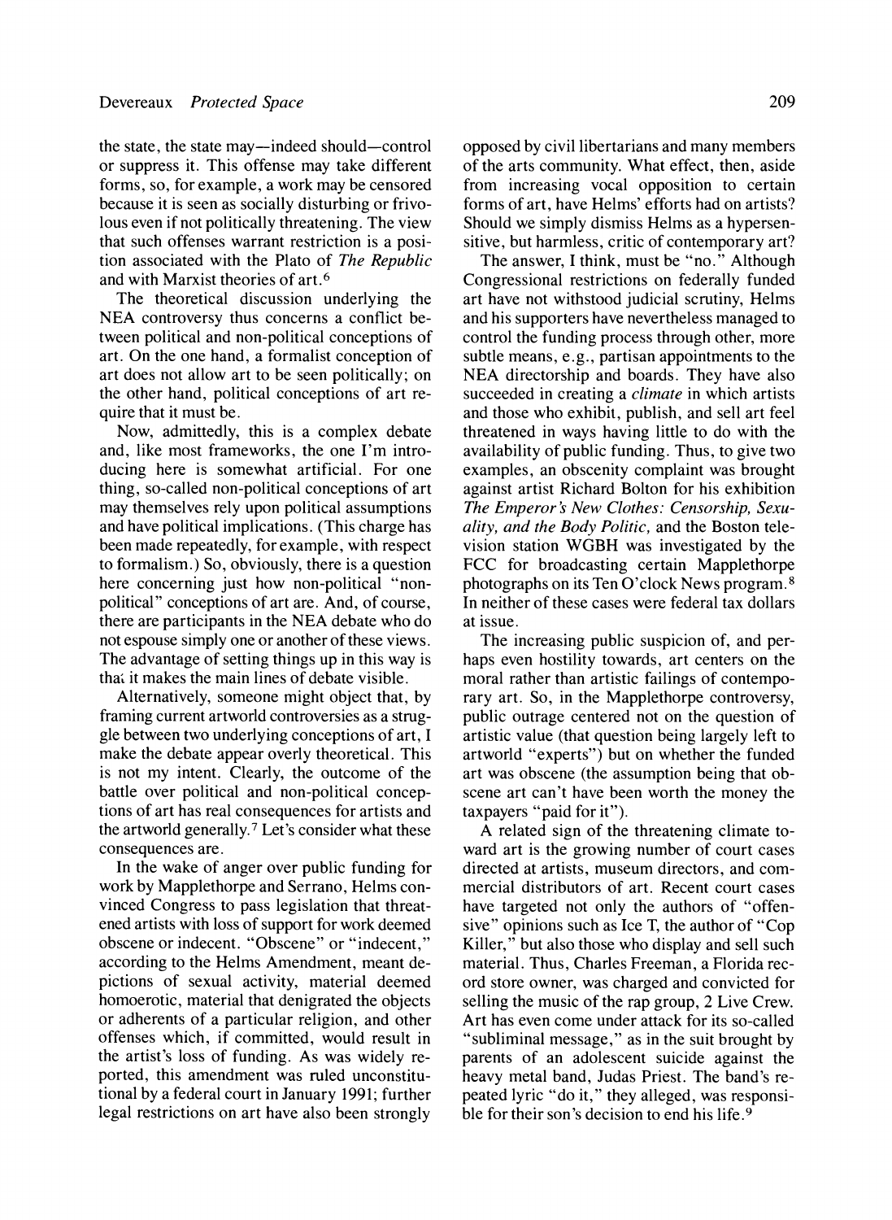the state, the state may—indeed should—control or suppress it. This offense may take different forms, so, for example, a work may be censored because it is seen as socially disturbing or frivolous even if not politically threatening. The view that such offenses warrant restriction is a position associated with the Plato of *The Republic* and with Marxist theories of art.[6]

The theoretical discussion underlying the NEA controversy thus concerns a conflict between political and non-political conceptions of art. On the one hand, a formalist conception of art does not allow art to be seen politically; on the other hand, political conceptions of art require that it must be.

Now, admittedly, this is a complex debate and, like most frameworks, the one I'm introducing here is somewhat artificial. For one thing, so-called non-political conceptions of art may themselves rely upon political assumptions and have political implications. (This charge has been made repeatedly, for example, with respect to formalism.) So, obviously, there is a question here concerning just how non-political "non-political" conceptions of art are. And, of course, there are participants in the NEA debate who do not espouse simply one or another of these views. The advantage of setting things up in this way is that it makes the main lines of debate visible.

Alternatively, someone might object that, by framing current artworld controversies as a struggle between two underlying conceptions of art, I make the debate appear overly theoretical. This is not my intent. Clearly, the outcome of the battle over political and non-political conceptions of art has real consequences for artists and the artworld generally.[7] Let's consider what these consequences are.

In the wake of anger over public funding for work by Mapplethorpe and Serrano, Helms convinced Congress to pass legislation that threatened artists with loss of support for work deemed obscene or indecent. "Obscene" or "indecent," according to the Helms Amendment, meant depictions of sexual activity, material deemed homoerotic, material that denigrated the objects or adherents of a particular religion, and other offenses which, if committed, would result in the artist's loss of funding. As was widely reported, this amendment was ruled unconstitutional by a federal court in January 1991; further legal restrictions on art have also been strongly opposed by civil libertarians and many members of the arts community. What effect, then, aside from increasing vocal opposition to certain forms of art, have Helms' efforts had on artists? Should we simply dismiss Helms as a hypersensitive, but harmless, critic of contemporary art?

The answer, I think, must be "no." Although Congressional restrictions on federally funded art have not withstood judicial scrutiny, Helms and his supporters have nevertheless managed to control the funding process through other, more subtle means, e.g., partisan appointments to the NEA directorship and boards. They have also succeeded in creating a *climate* in which artists and those who exhibit, publish, and sell art feel threatened in ways having little to do with the availability of public funding. Thus, to give two examples, an obscenity complaint was brought against artist Richard Bolton for his exhibition *The Emperor's New Clothes: Censorship, Sexuality, and the Body Politic,* and the Boston television station WGBH was investigated by the FCC for broadcasting certain Mapplethorpe photographs on its Ten O'clock News program.[8] In neither of these cases were federal tax dollars at issue.

The increasing public suspicion of, and perhaps even hostility towards, art centers on the moral rather than artistic failings of contemporary art. So, in the Mapplethorpe controversy, public outrage centered not on the question of artistic value (that question being largely left to artworld "experts") but on whether the funded art was obscene (the assumption being that obscene art can't have been worth the money the taxpayers "paid for it").

A related sign of the threatening climate toward art is the growing number of court cases directed at artists, museum directors, and commercial distributors of art. Recent court cases have targeted not only the authors of "offensive" opinions such as Ice T, the author of "Cop Killer," but also those who display and sell such material. Thus, Charles Freeman, a Florida record store owner, was charged and convicted for selling the music of the rap group, 2 Live Crew. Art has even come under attack for its so-called "subliminal message," as in the suit brought by parents of an adolescent suicide against the heavy metal band, Judas Priest. The band's repeated lyric "do it," they alleged, was responsible for their son's decision to end his life.[9]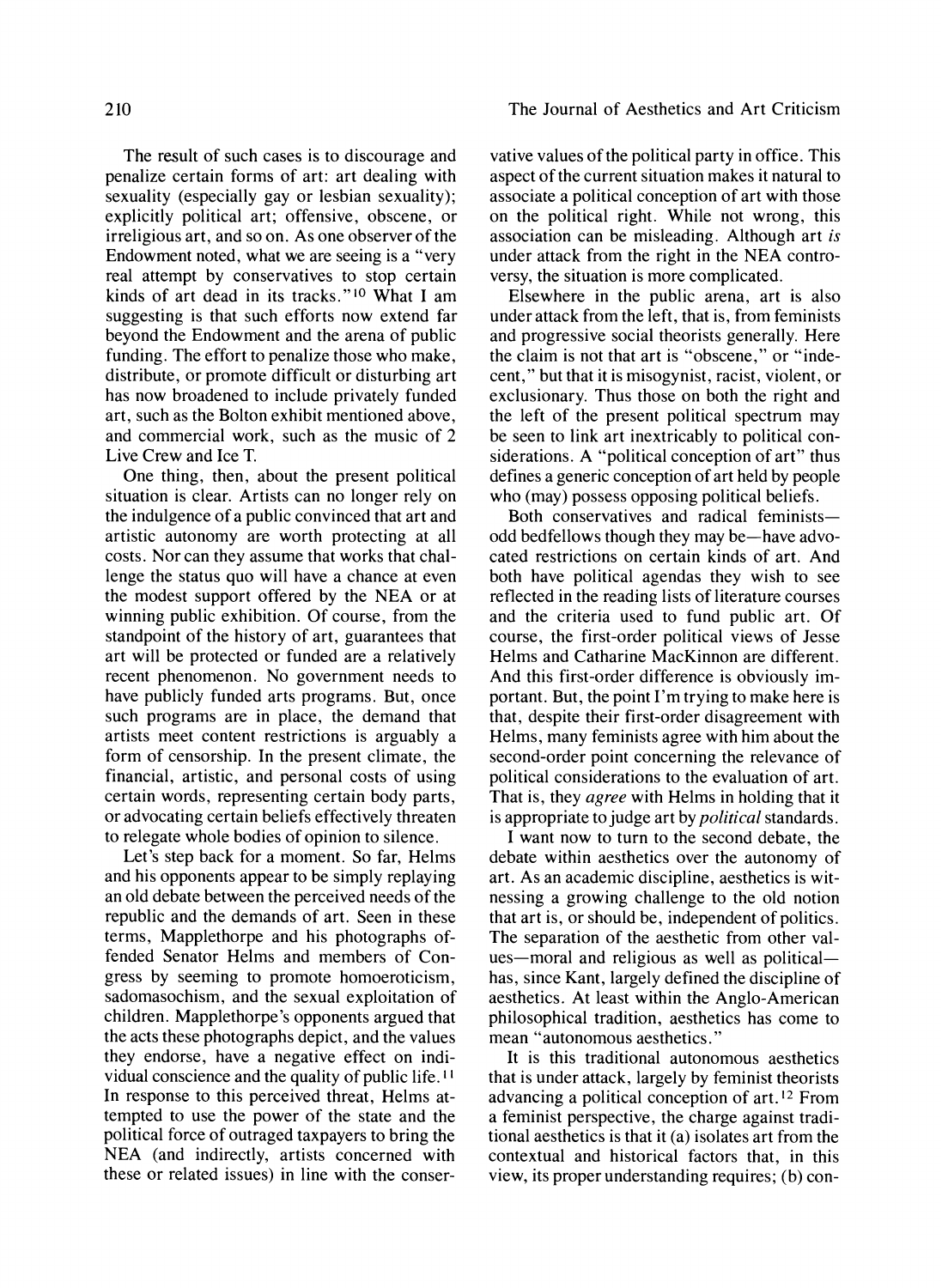The result of such cases is to discourage and penalize certain forms of art: art dealing with sexuality (especially gay or lesbian sexuality); explicitly political art; offensive, obscene, or irreligious art, and so on. As one observer of the Endowment noted, what we are seeing is a "very real attempt by conservatives to stop certain kinds of art dead in its tracks."[10] What I am suggesting is that such efforts now extend far beyond the Endowment and the arena of public funding. The effort to penalize those who make, distribute, or promote difficult or disturbing art has now broadened to include privately funded art, such as the Bolton exhibit mentioned above, and commercial work, such as the music of 2 Live Crew and Ice T.

One thing, then, about the present political situation is clear. Artists can no longer rely on the indulgence of a public convinced that art and artistic autonomy are worth protecting at all costs. Nor can they assume that works that challenge the status quo will have a chance at even the modest support offered by the NEA or at winning public exhibition. Of course, from the standpoint of the history of art, guarantees that art will be protected or funded are a relatively recent phenomenon. No government needs to have publicly funded arts programs. But, once such programs are in place, the demand that artists meet content restrictions is arguably a form of censorship. In the present climate, the financial, artistic, and personal costs of using certain words, representing certain body parts, or advocating certain beliefs effectively threaten to relegate whole bodies of opinion to silence.

Let's step back for a moment. So far, Helms and his opponents appear to be simply replaying an old debate between the perceived needs of the republic and the demands of art. Seen in these terms, Mapplethorpe and his photographs offended Senator Helms and members of Congress by seeming to promote homoeroticism, sadomasochism, and the sexual exploitation of children. Mapplethorpe's opponents argued that the acts these photographs depict, and the values they endorse, have a negative effect on individual conscience and the quality of public life.[11] In response to this perceived threat, Helms attempted to use the power of the state and the political force of outraged taxpayers to bring the NEA (and indirectly, artists concerned with these or related issues) in line with the conservative values of the political party in office. This aspect of the current situation makes it natural to associate a political conception of art with those on the political right. While not wrong, this association can be misleading. Although art *is* under attack from the right in the NEA controversy, the situation is more complicated.

Elsewhere in the public arena, art is also under attack from the left, that is, from feminists and progressive social theorists generally. Here the claim is not that art is "obscene," or "indecent," but that it is misogynist, racist, violent, or exclusionary. Thus those on both the right and the left of the present political spectrum may be seen to link art inextricably to political considerations. A "political conception of art" thus defines a generic conception of art held by people who (may) possess opposing political beliefs.

Both conservatives and radical feminists—odd bedfellows though they may be—have advocated restrictions on certain kinds of art. And both have political agendas they wish to see reflected in the reading lists of literature courses and the criteria used to fund public art. Of course, the first-order political views of Jesse Helms and Catharine MacKinnon are different. And this first-order difference is obviously important. But, the point I'm trying to make here is that, despite their first-order disagreement with Helms, many feminists agree with him about the second-order point concerning the relevance of political considerations to the evaluation of art. That is, they *agree* with Helms in holding that it is appropriate to judge art by *political* standards.

I want now to turn to the second debate, the debate within aesthetics over the autonomy of art. As an academic discipline, aesthetics is witnessing a growing challenge to the old notion that art is, or should be, independent of politics. The separation of the aesthetic from other values—moral and religious as well as political—has, since Kant, largely defined the discipline of aesthetics. At least within the Anglo-American philosophical tradition, aesthetics has come to mean "autonomous aesthetics."

It is this traditional autonomous aesthetics that is under attack, largely by feminist theorists advancing a political conception of art.[12] From a feminist perspective, the charge against traditional aesthetics is that it (a) isolates art from the contextual and historical factors that, in this view, its proper understanding requires; (b) con-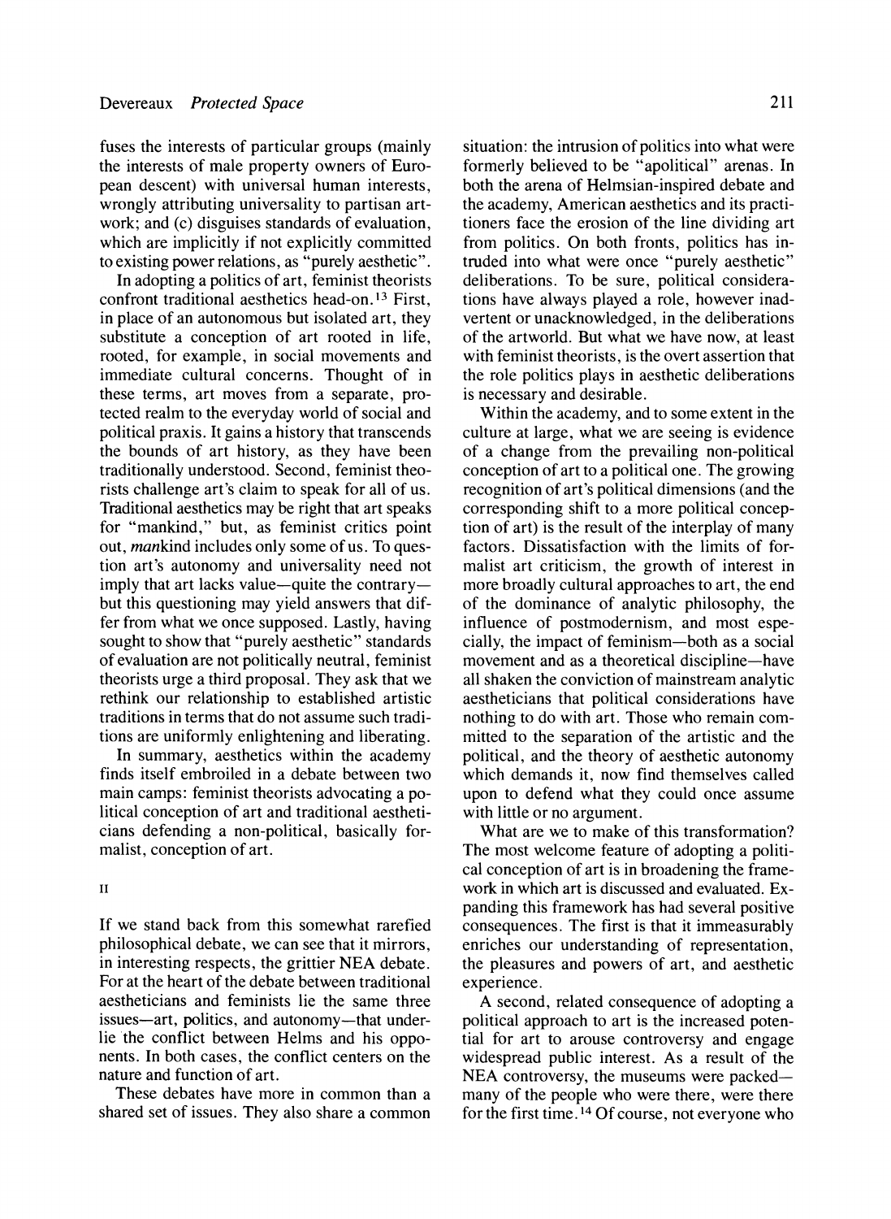fuses the interests of particular groups (mainly the interests of male property owners of European descent) with universal human interests, wrongly attributing universality to partisan artwork; and (c) disguises standards of evaluation, which are implicitly if not explicitly committed to existing power relations, as "purely aesthetic".

In adopting a politics of art, feminist theorists confront traditional aesthetics head-on.[13] First, in place of an autonomous but isolated art, they substitute a conception of art rooted in life, rooted, for example, in social movements and immediate cultural concerns. Thought of in these terms, art moves from a separate, protected realm to the everyday world of social and political praxis. It gains a history that transcends the bounds of art history, as they have been traditionally understood. Second, feminist theorists challenge art's claim to speak for all of us. Traditional aesthetics may be right that art speaks for "mankind," but, as feminist critics point out, *man*kind includes only some of us. To question art's autonomy and universality need not imply that art lacks value—quite the contrary—but this questioning may yield answers that differ from what we once supposed. Lastly, having sought to show that "purely aesthetic" standards of evaluation are not politically neutral, feminist theorists urge a third proposal. They ask that we rethink our relationship to established artistic traditions in terms that do not assume such traditions are uniformly enlightening and liberating.

In summary, aesthetics within the academy finds itself embroiled in a debate between two main camps: feminist theorists advocating a political conception of art and traditional aestheticians defending a non-political, basically formalist, conception of art.

## II

If we stand back from this somewhat rarefied philosophical debate, we can see that it mirrors, in interesting respects, the grittier NEA debate. For at the heart of the debate between traditional aestheticians and feminists lie the same three issues—art, politics, and autonomy—that underlie the conflict between Helms and his opponents. In both cases, the conflict centers on the nature and function of art.

These debates have more in common than a shared set of issues. They also share a common situation: the intrusion of politics into what were formerly believed to be "apolitical" arenas. In both the arena of Helmsian-inspired debate and the academy, American aesthetics and its practitioners face the erosion of the line dividing art from politics. On both fronts, politics has intruded into what were once "purely aesthetic" deliberations. To be sure, political considerations have always played a role, however inadvertent or unacknowledged, in the deliberations of the artworld. But what we have now, at least with feminist theorists, is the overt assertion that the role politics plays in aesthetic deliberations is necessary and desirable.

Within the academy, and to some extent in the culture at large, what we are seeing is evidence of a change from the prevailing non-political conception of art to a political one. The growing recognition of art's political dimensions (and the corresponding shift to a more political conception of art) is the result of the interplay of many factors. Dissatisfaction with the limits of formalist art criticism, the growth of interest in more broadly cultural approaches to art, the end of the dominance of analytic philosophy, the influence of postmodernism, and most especially, the impact of feminism—both as a social movement and as a theoretical discipline—have all shaken the conviction of mainstream analytic aestheticians that political considerations have nothing to do with art. Those who remain committed to the separation of the artistic and the political, and the theory of aesthetic autonomy which demands it, now find themselves called upon to defend what they could once assume with little or no argument.

What are we to make of this transformation? The most welcome feature of adopting a political conception of art is in broadening the framework in which art is discussed and evaluated. Expanding this framework has had several positive consequences. The first is that it immeasurably enriches our understanding of representation, the pleasures and powers of art, and aesthetic experience.

A second, related consequence of adopting a political approach to art is the increased potential for art to arouse controversy and engage widespread public interest. As a result of the NEA controversy, the museums were packed—many of the people who were there, were there for the first time.[14] Of course, not everyone who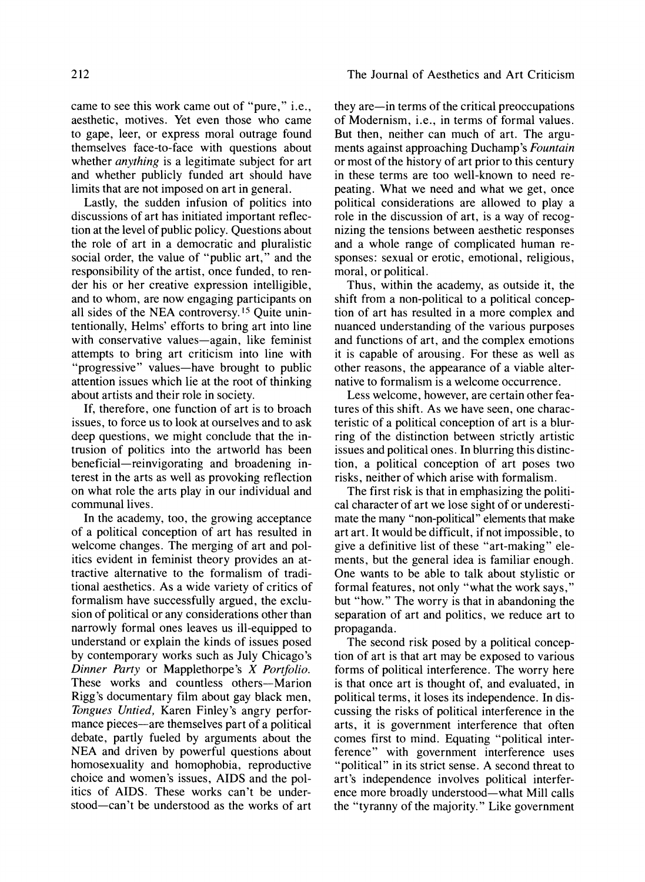came to see this work came out of "pure," i.e., aesthetic, motives. Yet even those who came to gape, leer, or express moral outrage found themselves face-to-face with questions about whether *anything* is a legitimate subject for art and whether publicly funded art should have limits that are not imposed on art in general.

Lastly, the sudden infusion of politics into discussions of art has initiated important reflection at the level of public policy. Questions about the role of art in a democratic and pluralistic social order, the value of "public art," and the responsibility of the artist, once funded, to render his or her creative expression intelligible, and to whom, are now engaging participants on all sides of the NEA controversy.[15] Quite unintentionally, Helms' efforts to bring art into line with conservative values—again, like feminist attempts to bring art criticism into line with "progressive" values—have brought to public attention issues which lie at the root of thinking about artists and their role in society.

If, therefore, one function of art is to broach issues, to force us to look at ourselves and to ask deep questions, we might conclude that the intrusion of politics into the artworld has been beneficial—reinvigorating and broadening interest in the arts as well as provoking reflection on what role the arts play in our individual and communal lives.

In the academy, too, the growing acceptance of a political conception of art has resulted in welcome changes. The merging of art and politics evident in feminist theory provides an attractive alternative to the formalism of traditional aesthetics. As a wide variety of critics of formalism have successfully argued, the exclusion of political or any considerations other than narrowly formal ones leaves us ill-equipped to understand or explain the kinds of issues posed by contemporary works such as July Chicago's *Dinner Party* or Mapplethorpe's *X Portfolio.* These works and countless others—Marion Rigg's documentary film about gay black men, *Tongues Untied,* Karen Finley's angry performance pieces—are themselves part of a political debate, partly fueled by arguments about the NEA and driven by powerful questions about homosexuality and homophobia, reproductive choice and women's issues, AIDS and the politics of AIDS. These works can't be understood—can't be understood as the works of art they are—in terms of the critical preoccupations of Modernism, i.e., in terms of formal values. But then, neither can much of art. The arguments against approaching Duchamp's *Fountain* or most of the history of art prior to this century in these terms are too well-known to need repeating. What we need and what we get, once political considerations are allowed to play a role in the discussion of art, is a way of recognizing the tensions between aesthetic responses and a whole range of complicated human responses: sexual or erotic, emotional, religious, moral, or political.

Thus, within the academy, as outside it, the shift from a non-political to a political conception of art has resulted in a more complex and nuanced understanding of the various purposes and functions of art, and the complex emotions it is capable of arousing. For these as well as other reasons, the appearance of a viable alternative to formalism is a welcome occurrence.

Less welcome, however, are certain other features of this shift. As we have seen, one characteristic of a political conception of art is a blurring of the distinction between strictly artistic issues and political ones. In blurring this distinction, a political conception of art poses two risks, neither of which arise with formalism.

The first risk is that in emphasizing the political character of art we lose sight of or underestimate the many "non-political" elements that make art art. It would be difficult, if not impossible, to give a definitive list of these "art-making" elements, but the general idea is familiar enough. One wants to be able to talk about stylistic or formal features, not only "what the work says," but "how." The worry is that in abandoning the separation of art and politics, we reduce art to propaganda.

The second risk posed by a political conception of art is that art may be exposed to various forms of political interference. The worry here is that once art is thought of, and evaluated, in political terms, it loses its independence. In discussing the risks of political interference in the arts, it is government interference that often comes first to mind. Equating "political interference" with government interference uses "political" in its strict sense. A second threat to art's independence involves political interference more broadly understood—what Mill calls the "tyranny of the majority." Like government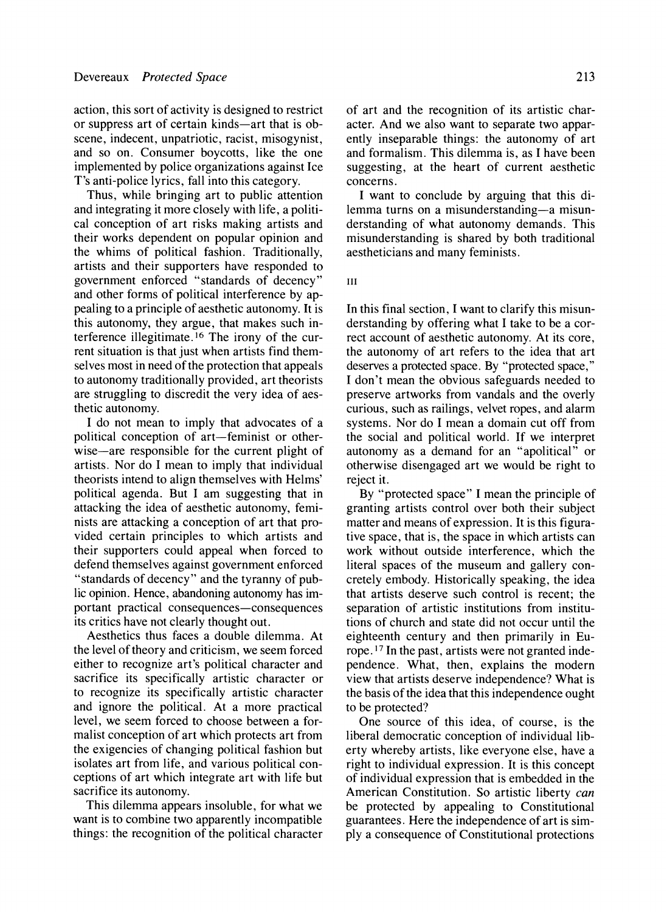action, this sort of activity is designed to restrict or suppress art of certain kinds—art that is obscene, indecent, unpatriotic, racist, misogynist, and so on. Consumer boycotts, like the one implemented by police organizations against Ice T's anti-police lyrics, fall into this category.

Thus, while bringing art to public attention and integrating it more closely with life, a political conception of art risks making artists and their works dependent on popular opinion and the whims of political fashion. Traditionally, artists and their supporters have responded to government enforced "standards of decency" and other forms of political interference by appealing to a principle of aesthetic autonomy. It is this autonomy, they argue, that makes such interference illegitimate.[16] The irony of the current situation is that just when artists find themselves most in need of the protection that appeals to autonomy traditionally provided, art theorists are struggling to discredit the very idea of aesthetic autonomy.

I do not mean to imply that advocates of a political conception of art—feminist or otherwise—are responsible for the current plight of artists. Nor do I mean to imply that individual theorists intend to align themselves with Helms' political agenda. But I am suggesting that in attacking the idea of aesthetic autonomy, feminists are attacking a conception of art that provided certain principles to which artists and their supporters could appeal when forced to defend themselves against government enforced "standards of decency" and the tyranny of public opinion. Hence, abandoning autonomy has important practical consequences—consequences its critics have not clearly thought out.

Aesthetics thus faces a double dilemma. At the level of theory and criticism, we seem forced either to recognize art's political character and sacrifice its specifically artistic character or to recognize its specifically artistic character and ignore the political. At a more practical level, we seem forced to choose between a formalist conception of art which protects art from the exigencies of changing political fashion but isolates art from life, and various political conceptions of art which integrate art with life but sacrifice its autonomy.

This dilemma appears insoluble, for what we want is to combine two apparently incompatible things: the recognition of the political character of art and the recognition of its artistic character. And we also want to separate two apparently inseparable things: the autonomy of art and formalism. This dilemma is, as I have been suggesting, at the heart of current aesthetic concerns.

I want to conclude by arguing that this dilemma turns on a misunderstanding—a misunderstanding of what autonomy demands. This misunderstanding is shared by both traditional aestheticians and many feminists.

## III

In this final section, I want to clarify this misunderstanding by offering what I take to be a correct account of aesthetic autonomy. At its core, the autonomy of art refers to the idea that art deserves a protected space. By "protected space," I don't mean the obvious safeguards needed to preserve artworks from vandals and the overly curious, such as railings, velvet ropes, and alarm systems. Nor do I mean a domain cut off from the social and political world. If we interpret autonomy as a demand for an "apolitical" or otherwise disengaged art we would be right to reject it.

By "protected space" I mean the principle of granting artists control over both their subject matter and means of expression. It is this figurative space, that is, the space in which artists can work without outside interference, which the literal spaces of the museum and gallery concretely embody. Historically speaking, the idea that artists deserve such control is recent; the separation of artistic institutions from institutions of church and state did not occur until the eighteenth century and then primarily in Europe.[17] In the past, artists were not granted independence. What, then, explains the modern view that artists deserve independence? What is the basis of the idea that this independence ought to be protected?

One source of this idea, of course, is the liberal democratic conception of individual liberty whereby artists, like everyone else, have a right to individual expression. It is this concept of individual expression that is embedded in the American Constitution. So artistic liberty *can* be protected by appealing to Constitutional guarantees. Here the independence of art is simply a consequence of Constitutional protections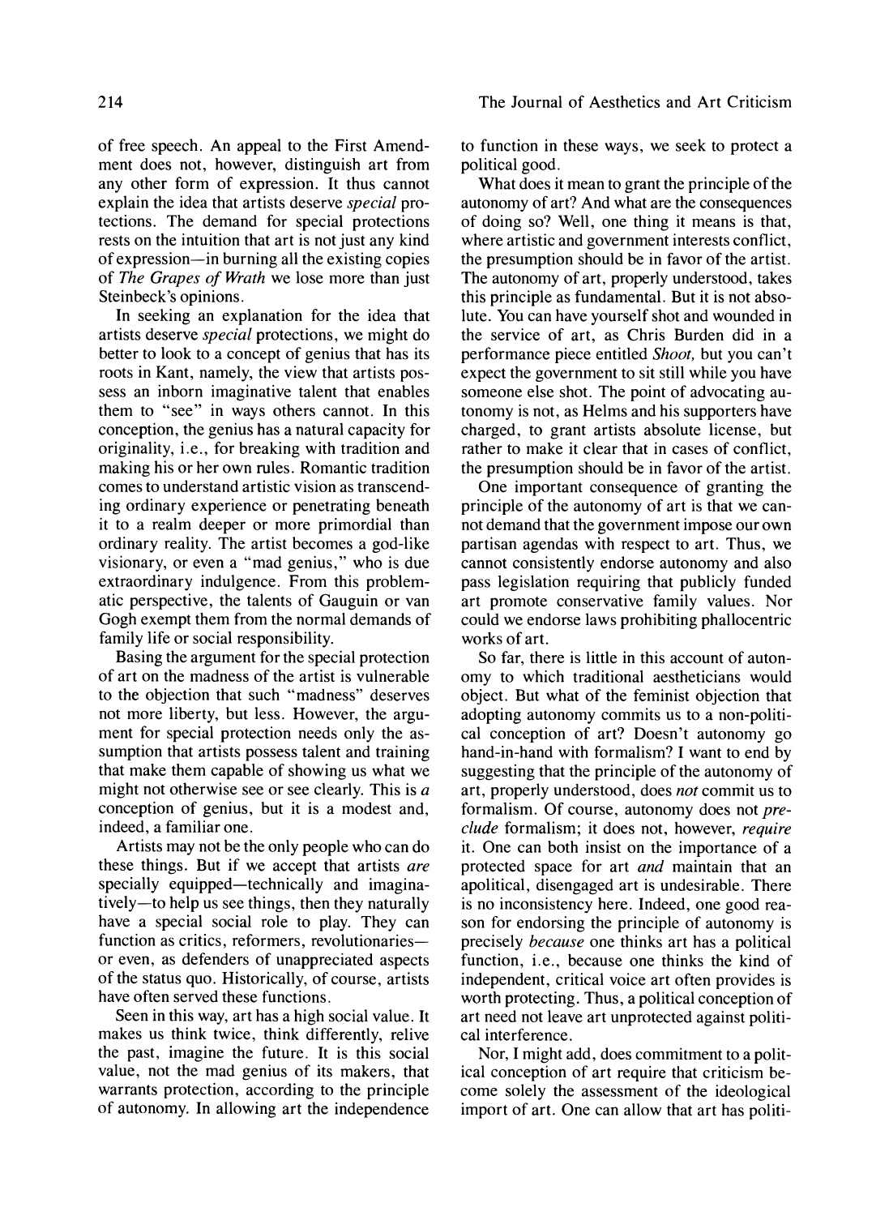of free speech. An appeal to the First Amendment does not, however, distinguish art from any other form of expression. It thus cannot explain the idea that artists deserve *special* protections. The demand for special protections rests on the intuition that art is not just any kind of expression—in burning all the existing copies of *The Grapes of Wrath* we lose more than just Steinbeck's opinions.

In seeking an explanation for the idea that artists deserve *special* protections, we might do better to look to a concept of genius that has its roots in Kant, namely, the view that artists possess an inborn imaginative talent that enables them to "see" in ways others cannot. In this conception, the genius has a natural capacity for originality, i.e., for breaking with tradition and making his or her own rules. Romantic tradition comes to understand artistic vision as transcending ordinary experience or penetrating beneath it to a realm deeper or more primordial than ordinary reality. The artist becomes a god-like visionary, or even a "mad genius," who is due extraordinary indulgence. From this problematic perspective, the talents of Gauguin or van Gogh exempt them from the normal demands of family life or social responsibility.

Basing the argument for the special protection of art on the madness of the artist is vulnerable to the objection that such "madness" deserves not more liberty, but less. However, the argument for special protection needs only the assumption that artists possess talent and training that make them capable of showing us what we might not otherwise see or see clearly. This is *a* conception of genius, but it is a modest and, indeed, a familiar one.

Artists may not be the only people who can do these things. But if we accept that artists *are* specially equipped—technically and imaginatively—to help us see things, then they naturally have a special social role to play. They can function as critics, reformers, revolutionaries—or even, as defenders of unappreciated aspects of the status quo. Historically, of course, artists have often served these functions.

Seen in this way, art has a high social value. It makes us think twice, think differently, relive the past, imagine the future. It is this social value, not the mad genius of its makers, that warrants protection, according to the principle of autonomy. In allowing art the independence to function in these ways, we seek to protect a political good.

What does it mean to grant the principle of the autonomy of art? And what are the consequences of doing so? Well, one thing it means is that, where artistic and government interests conflict, the presumption should be in favor of the artist. The autonomy of art, properly understood, takes this principle as fundamental. But it is not absolute. You can have yourself shot and wounded in the service of art, as Chris Burden did in a performance piece entitled *Shoot,* but you can't expect the government to sit still while you have someone else shot. The point of advocating autonomy is not, as Helms and his supporters have charged, to grant artists absolute license, but rather to make it clear that in cases of conflict, the presumption should be in favor of the artist.

One important consequence of granting the principle of the autonomy of art is that we cannot demand that the government impose our own partisan agendas with respect to art. Thus, we cannot consistently endorse autonomy and also pass legislation requiring that publicly funded art promote conservative family values. Nor could we endorse laws prohibiting phallocentric works of art.

So far, there is little in this account of autonomy to which traditional aestheticians would object. But what of the feminist objection that adopting autonomy commits us to a non-political conception of art? Doesn't autonomy go hand-in-hand with formalism? I want to end by suggesting that the principle of the autonomy of art, properly understood, does *not* commit us to formalism. Of course, autonomy does not *preclude* formalism; it does not, however, *require* it. One can both insist on the importance of a protected space for art *and* maintain that an apolitical, disengaged art is undesirable. There is no inconsistency here. Indeed, one good reason for endorsing the principle of autonomy is precisely *because* one thinks art has a political function, i.e., because one thinks the kind of independent, critical voice art often provides is worth protecting. Thus, a political conception of art need not leave art unprotected against political interference.

Nor, I might add, does commitment to a political conception of art require that criticism become solely the assessment of the ideological import of art. One can allow that art has politi-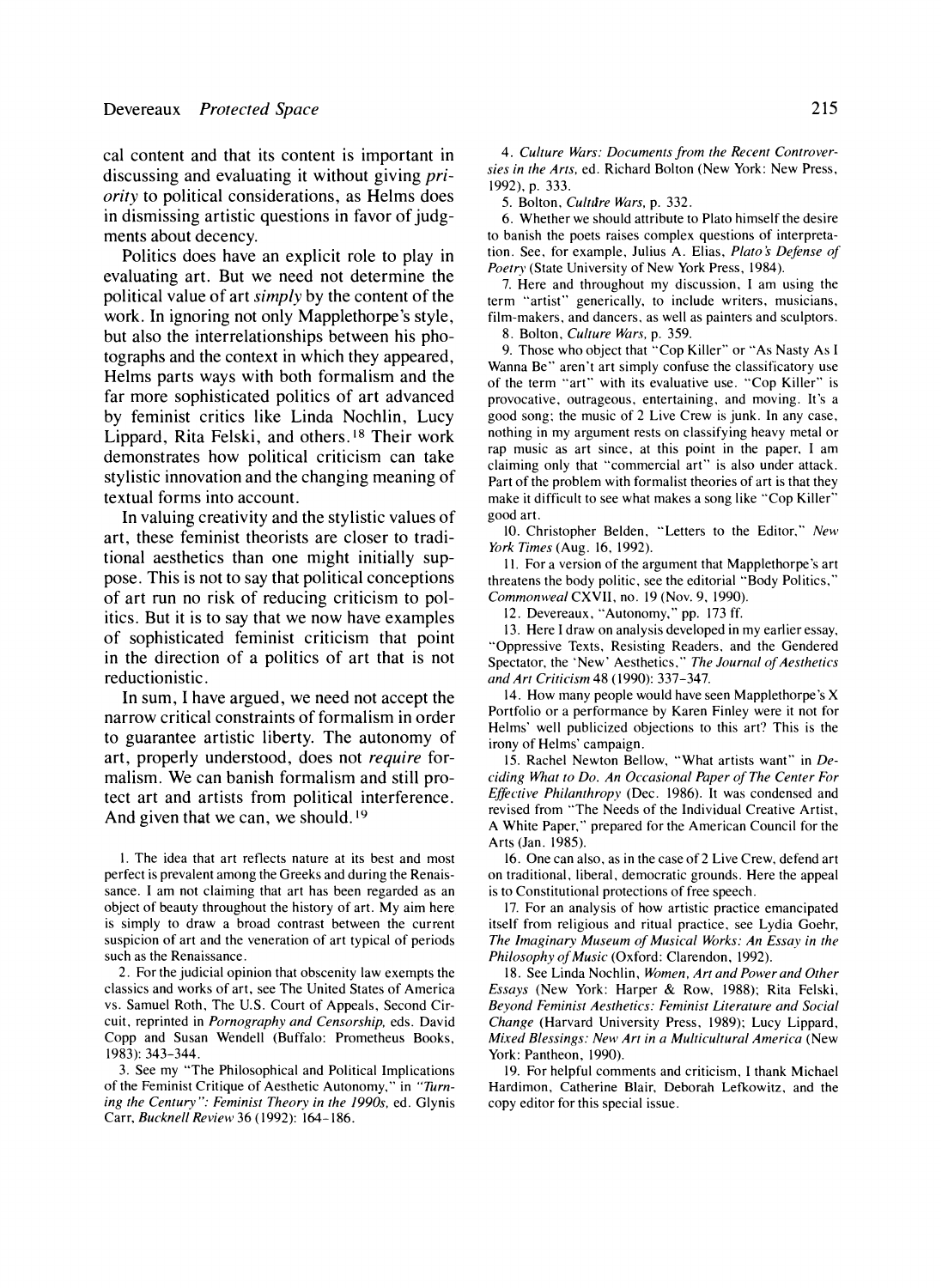cal content and that its content is important in discussing and evaluating it without giving *priority* to political considerations, as Helms does in dismissing artistic questions in favor of judgments about decency.

Politics does have an explicit role to play in evaluating art. But we need not determine the political value of art *simply* by the content of the work. In ignoring not only Mapplethorpe's style, but also the interrelationships between his photographs and the context in which they appeared, Helms parts ways with both formalism and the far more sophisticated politics of art advanced by feminist critics like Linda Nochlin, Lucy Lippard, Rita Felski, and others.[18] Their work demonstrates how political criticism can take stylistic innovation and the changing meaning of textual forms into account.

In valuing creativity and the stylistic values of art, these feminist theorists are closer to traditional aesthetics than one might initially suppose. This is not to say that political conceptions of art run no risk of reducing criticism to politics. But it is to say that we now have examples of sophisticated feminist criticism that point in the direction of a politics of art that is not reductionistic.

In sum, I have argued, we need not accept the narrow critical constraints of formalism in order to guarantee artistic liberty. The autonomy of art, properly understood, does not *require* formalism. We can banish formalism and still protect art and artists from political interference. And given that we can, we should.[19]

1. The idea that art reflects nature at its best and most perfect is prevalent among the Greeks and during the Renaissance. I am not claiming that art has been regarded as an object of beauty throughout the history of art. My aim here is simply to draw a broad contrast between the current suspicion of art and the veneration of art typical of periods such as the Renaissance.

2. For the judicial opinion that obscenity law exempts the classics and works of art, see The United States of America vs. Samuel Roth, The U.S. Court of Appeals, Second Circuit, reprinted in *Pornography and Censorship,* eds. David Copp and Susan Wendell (Buffalo: Prometheus Books, 1983): 343–344.

3. See my "The Philosophical and Political Implications of the Feminist Critique of Aesthetic Autonomy," in *"Turning the Century": Feminist Theory in the 1990s,* ed. Glynis Carr, *Bucknell Review* 36 (1992): 164–186.

4. *Culture Wars: Documents from the Recent Controversies in the Arts,* ed. Richard Bolton (New York: New Press, 1992), p. 333.

5. Bolton, *Culture Wars,* p. 332.

6. Whether we should attribute to Plato himself the desire to banish the poets raises complex questions of interpretation. See, for example, Julius A. Elias, *Plato's Defense of Poetry* (State University of New York Press, 1984).

7. Here and throughout my discussion, I am using the term "artist" generically, to include writers, musicians, film-makers, and dancers, as well as painters and sculptors.

8. Bolton, *Culture Wars,* p. 359.

9. Those who object that "Cop Killer" or "As Nasty As I Wanna Be" aren't art simply confuse the classificatory use of the term "art" with its evaluative use. "Cop Killer" is provocative, outrageous, entertaining, and moving. It's a good song; the music of 2 Live Crew is junk. In any case, nothing in my argument rests on classifying heavy metal or rap music as art since, at this point in the paper, I am claiming only that "commercial art" is also under attack. Part of the problem with formalist theories of art is that they make it difficult to see what makes a song like "Cop Killer" good art.

10. Christopher Belden, "Letters to the Editor," *New York Times* (Aug. 16, 1992).

11. For a version of the argument that Mapplethorpe's art threatens the body politic, see the editorial "Body Politics," *Commonweal* CXVII, no. 19 (Nov. 9, 1990).

12. Devereaux, "Autonomy," pp. 173 ff.

13. Here I draw on analysis developed in my earlier essay, "Oppressive Texts, Resisting Readers, and the Gendered Spectator, the 'New' Aesthetics," *The Journal of Aesthetics and Art Criticism* 48 (1990): 337–347.

14. How many people would have seen Mapplethorpe's X Portfolio or a performance by Karen Finley were it not for Helms' well publicized objections to this art? This is the irony of Helms' campaign.

15. Rachel Newton Bellow, "What artists want" in *Deciding What to Do. An Occasional Paper of The Center For Effective Philanthropy* (Dec. 1986). It was condensed and revised from "The Needs of the Individual Creative Artist, A White Paper," prepared for the American Council for the Arts (Jan. 1985).

16. One can also, as in the case of 2 Live Crew, defend art on traditional, liberal, democratic grounds. Here the appeal is to Constitutional protections of free speech.

17. For an analysis of how artistic practice emancipated itself from religious and ritual practice, see Lydia Goehr, *The Imaginary Museum of Musical Works: An Essay in the Philosophy of Music* (Oxford: Clarendon, 1992).

18. See Linda Nochlin, *Women, Art and Power and Other Essays* (New York: Harper & Row, 1988); Rita Felski, *Beyond Feminist Aesthetics: Feminist Literature and Social Change* (Harvard University Press, 1989); Lucy Lippard, *Mixed Blessings: New Art in a Multicultural America* (New York: Pantheon, 1990).

19. For helpful comments and criticism, I thank Michael Hardimon, Catherine Blair, Deborah Lefkowitz, and the copy editor for this special issue.